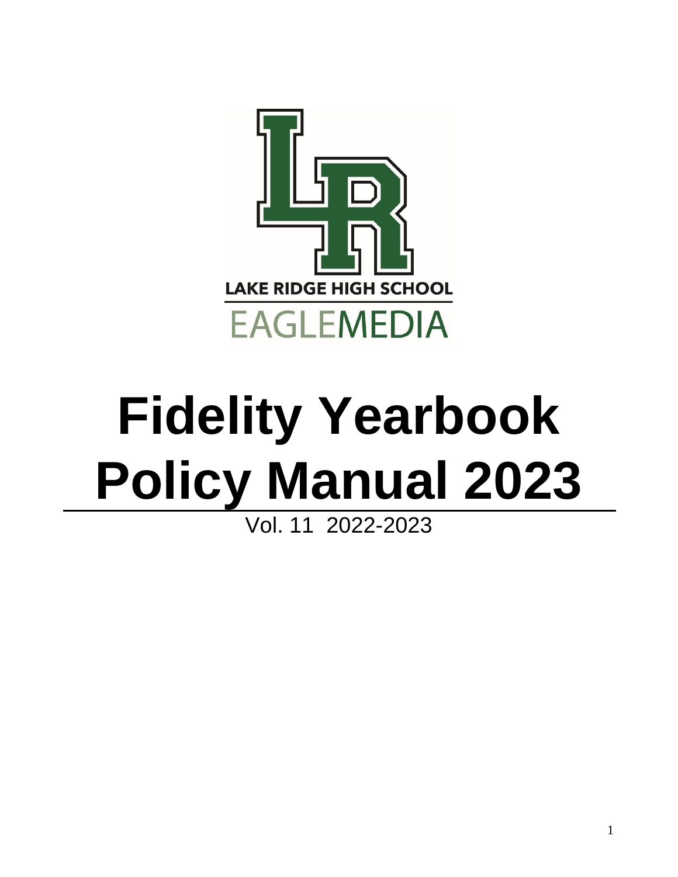LAKE RIDGE HIGH SCHOOL

EAGLEMEDIA

# Fidelity Yearbook Policy Manual 2023

Vol. 11 2022-2023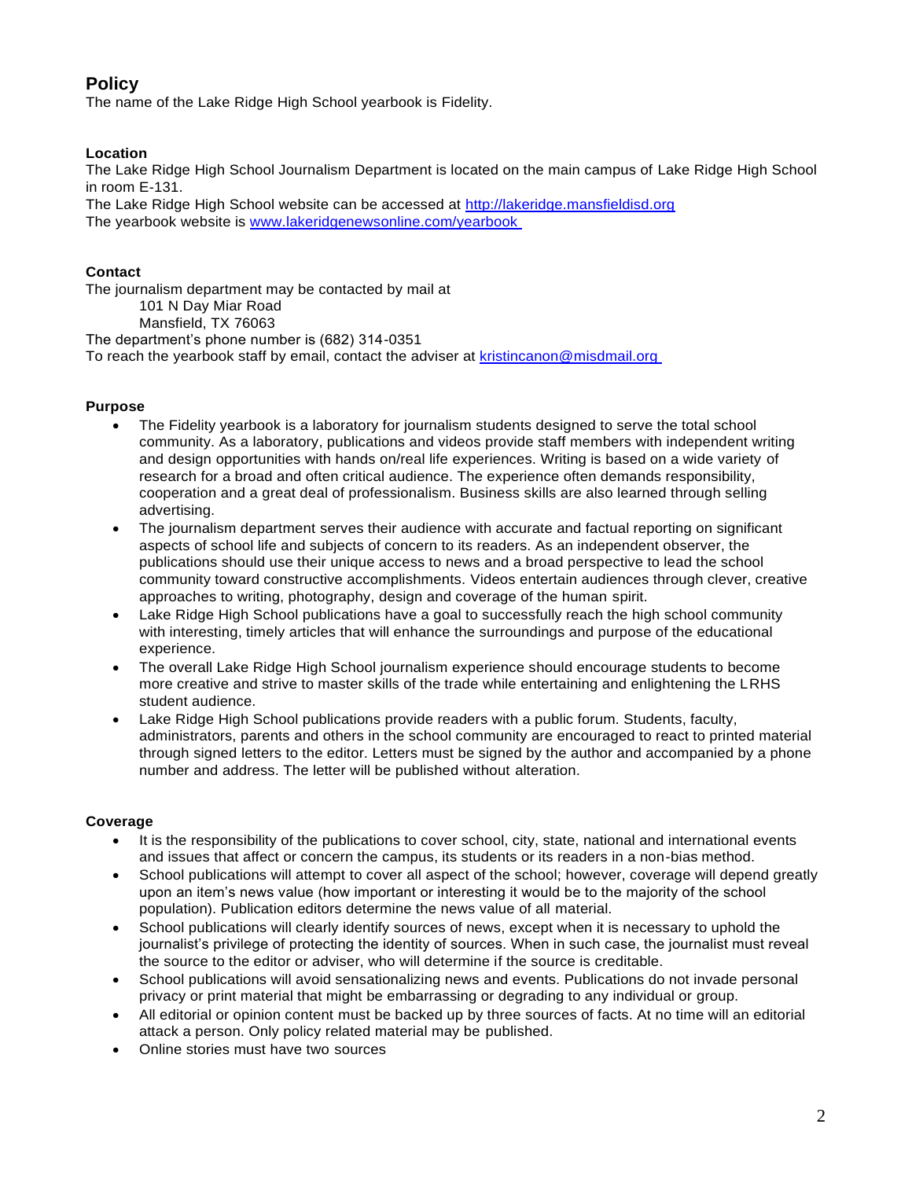## Policy

The name of the Lake Ridge High School yearbook is Fidelity.

### Location

The Lake Ridge High School Journalism Department is located on the main campus of Lake Ridge High School in room E-131.

The Lake Ridge High School website can be accessed at http://lakeridge.mansfieldisd.org

The yearbook website is www.lakeridgenewsonline.com/yearbook

### Contact

The journalism department may be contacted by mail at

101 N Day Miar Road
Mansfield, TX 76063

The department's phone number is (682) 314-0351

To reach the yearbook staff by email, contact the adviser at kristincanon@misdmail.org

### Purpose

- The Fidelity yearbook is a laboratory for journalism students designed to serve the total school community. As a laboratory, publications and videos provide staff members with independent writing and design opportunities with hands on/real life experiences. Writing is based on a wide variety of research for a broad and often critical audience. The experience often demands responsibility, cooperation and a great deal of professionalism. Business skills are also learned through selling advertising.
- The journalism department serves their audience with accurate and factual reporting on significant aspects of school life and subjects of concern to its readers. As an independent observer, the publications should use their unique access to news and a broad perspective to lead the school community toward constructive accomplishments. Videos entertain audiences through clever, creative approaches to writing, photography, design and coverage of the human spirit.
- Lake Ridge High School publications have a goal to successfully reach the high school community with interesting, timely articles that will enhance the surroundings and purpose of the educational experience.
- The overall Lake Ridge High School journalism experience should encourage students to become more creative and strive to master skills of the trade while entertaining and enlightening the LRHS student audience.
- Lake Ridge High School publications provide readers with a public forum. Students, faculty, administrators, parents and others in the school community are encouraged to react to printed material through signed letters to the editor. Letters must be signed by the author and accompanied by a phone number and address. The letter will be published without alteration.

### Coverage

- It is the responsibility of the publications to cover school, city, state, national and international events and issues that affect or concern the campus, its students or its readers in a non-bias method.
- School publications will attempt to cover all aspect of the school; however, coverage will depend greatly upon an item's news value (how important or interesting it would be to the majority of the school population). Publication editors determine the news value of all material.
- School publications will clearly identify sources of news, except when it is necessary to uphold the journalist's privilege of protecting the identity of sources. When in such case, the journalist must reveal the source to the editor or adviser, who will determine if the source is creditable.
- School publications will avoid sensationalizing news and events. Publications do not invade personal privacy or print material that might be embarrassing or degrading to any individual or group.
- All editorial or opinion content must be backed up by three sources of facts. At no time will an editorial attack a person. Only policy related material may be published.
- Online stories must have two sources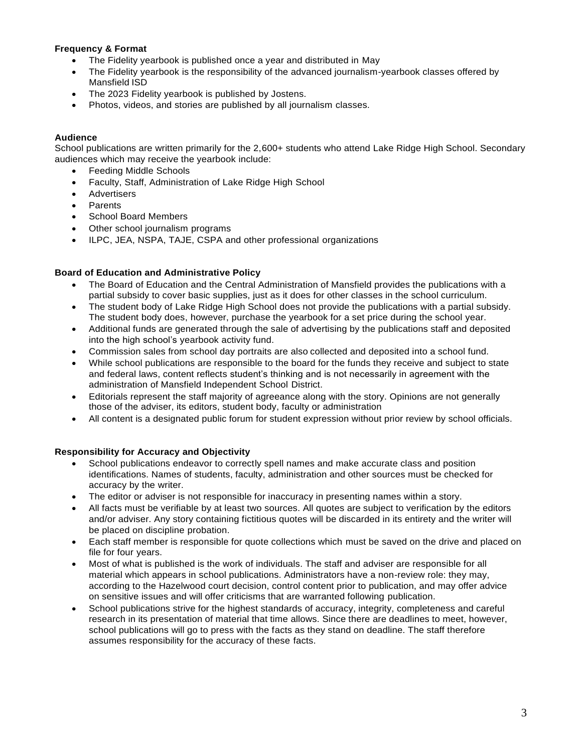**Frequency & Format**

- The Fidelity yearbook is published once a year and distributed in May
- The Fidelity yearbook is the responsibility of the advanced journalism-yearbook classes offered by Mansfield ISD
- The 2023 Fidelity yearbook is published by Jostens.
- Photos, videos, and stories are published by all journalism classes.

**Audience**

School publications are written primarily for the 2,600+ students who attend Lake Ridge High School. Secondary audiences which may receive the yearbook include:

- Feeding Middle Schools
- Faculty, Staff, Administration of Lake Ridge High School
- Advertisers
- Parents
- School Board Members
- Other school journalism programs
- ILPC, JEA, NSPA, TAJE, CSPA and other professional organizations

**Board of Education and Administrative Policy**

- The Board of Education and the Central Administration of Mansfield provides the publications with a partial subsidy to cover basic supplies, just as it does for other classes in the school curriculum.
- The student body of Lake Ridge High School does not provide the publications with a partial subsidy. The student body does, however, purchase the yearbook for a set price during the school year.
- Additional funds are generated through the sale of advertising by the publications staff and deposited into the high school's yearbook activity fund.
- Commission sales from school day portraits are also collected and deposited into a school fund.
- While school publications are responsible to the board for the funds they receive and subject to state and federal laws, content reflects student's thinking and is not necessarily in agreement with the administration of Mansfield Independent School District.
- Editorials represent the staff majority of agreeance along with the story. Opinions are not generally those of the adviser, its editors, student body, faculty or administration
- All content is a designated public forum for student expression without prior review by school officials.

**Responsibility for Accuracy and Objectivity**

- School publications endeavor to correctly spell names and make accurate class and position identifications. Names of students, faculty, administration and other sources must be checked for accuracy by the writer.
- The editor or adviser is not responsible for inaccuracy in presenting names within a story.
- All facts must be verifiable by at least two sources. All quotes are subject to verification by the editors and/or adviser. Any story containing fictitious quotes will be discarded in its entirety and the writer will be placed on discipline probation.
- Each staff member is responsible for quote collections which must be saved on the drive and placed on file for four years.
- Most of what is published is the work of individuals. The staff and adviser are responsible for all material which appears in school publications. Administrators have a non-review role: they may, according to the Hazelwood court decision, control content prior to publication, and may offer advice on sensitive issues and will offer criticisms that are warranted following publication.
- School publications strive for the highest standards of accuracy, integrity, completeness and careful research in its presentation of material that time allows. Since there are deadlines to meet, however, school publications will go to press with the facts as they stand on deadline. The staff therefore assumes responsibility for the accuracy of these facts.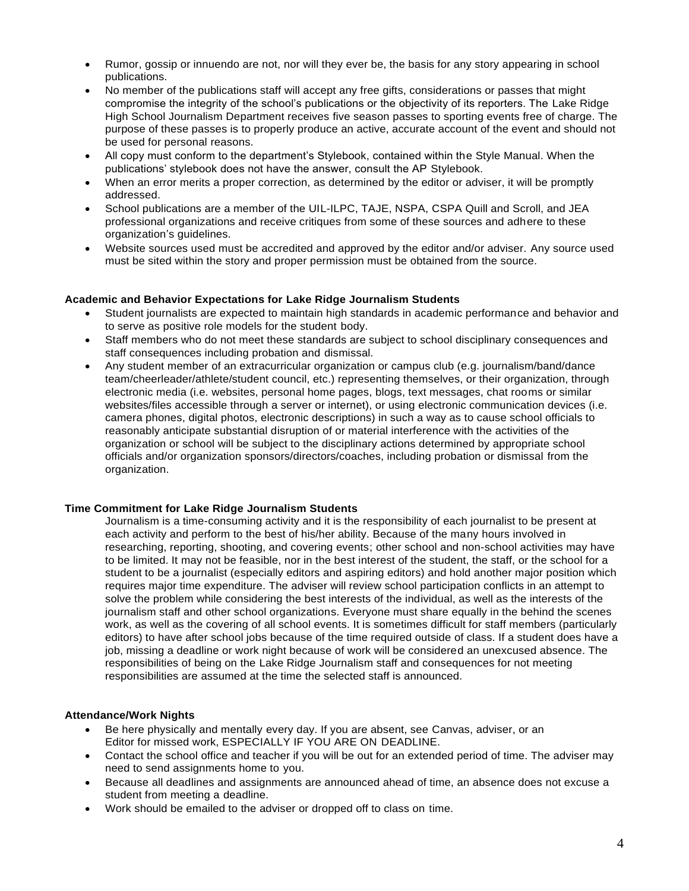- Rumor, gossip or innuendo are not, nor will they ever be, the basis for any story appearing in school publications.
- No member of the publications staff will accept any free gifts, considerations or passes that might compromise the integrity of the school's publications or the objectivity of its reporters. The Lake Ridge High School Journalism Department receives five season passes to sporting events free of charge. The purpose of these passes is to properly produce an active, accurate account of the event and should not be used for personal reasons.
- All copy must conform to the department's Stylebook, contained within the Style Manual. When the publications' stylebook does not have the answer, consult the AP Stylebook.
- When an error merits a proper correction, as determined by the editor or adviser, it will be promptly addressed.
- School publications are a member of the UIL-ILPC, TAJE, NSPA, CSPA Quill and Scroll, and JEA professional organizations and receive critiques from some of these sources and adhere to these organization's guidelines.
- Website sources used must be accredited and approved by the editor and/or adviser. Any source used must be sited within the story and proper permission must be obtained from the source.

**Academic and Behavior Expectations for Lake Ridge Journalism Students**

- Student journalists are expected to maintain high standards in academic performance and behavior and to serve as positive role models for the student body.
- Staff members who do not meet these standards are subject to school disciplinary consequences and staff consequences including probation and dismissal.
- Any student member of an extracurricular organization or campus club (e.g. journalism/band/dance team/cheerleader/athlete/student council, etc.) representing themselves, or their organization, through electronic media (i.e. websites, personal home pages, blogs, text messages, chat rooms or similar websites/files accessible through a server or internet), or using electronic communication devices (i.e. camera phones, digital photos, electronic descriptions) in such a way as to cause school officials to reasonably anticipate substantial disruption of or material interference with the activities of the organization or school will be subject to the disciplinary actions determined by appropriate school officials and/or organization sponsors/directors/coaches, including probation or dismissal from the organization.

**Time Commitment for Lake Ridge Journalism Students**

Journalism is a time-consuming activity and it is the responsibility of each journalist to be present at each activity and perform to the best of his/her ability. Because of the many hours involved in researching, reporting, shooting, and covering events; other school and non-school activities may have to be limited. It may not be feasible, nor in the best interest of the student, the staff, or the school for a student to be a journalist (especially editors and aspiring editors) and hold another major position which requires major time expenditure. The adviser will review school participation conflicts in an attempt to solve the problem while considering the best interests of the individual, as well as the interests of the journalism staff and other school organizations. Everyone must share equally in the behind the scenes work, as well as the covering of all school events. It is sometimes difficult for staff members (particularly editors) to have after school jobs because of the time required outside of class. If a student does have a job, missing a deadline or work night because of work will be considered an unexcused absence. The responsibilities of being on the Lake Ridge Journalism staff and consequences for not meeting responsibilities are assumed at the time the selected staff is announced.

**Attendance/Work Nights**

- Be here physically and mentally every day. If you are absent, see Canvas, adviser, or an Editor for missed work, ESPECIALLY IF YOU ARE ON DEADLINE.
- Contact the school office and teacher if you will be out for an extended period of time. The adviser may need to send assignments home to you.
- Because all deadlines and assignments are announced ahead of time, an absence does not excuse a student from meeting a deadline.
- Work should be emailed to the adviser or dropped off to class on time.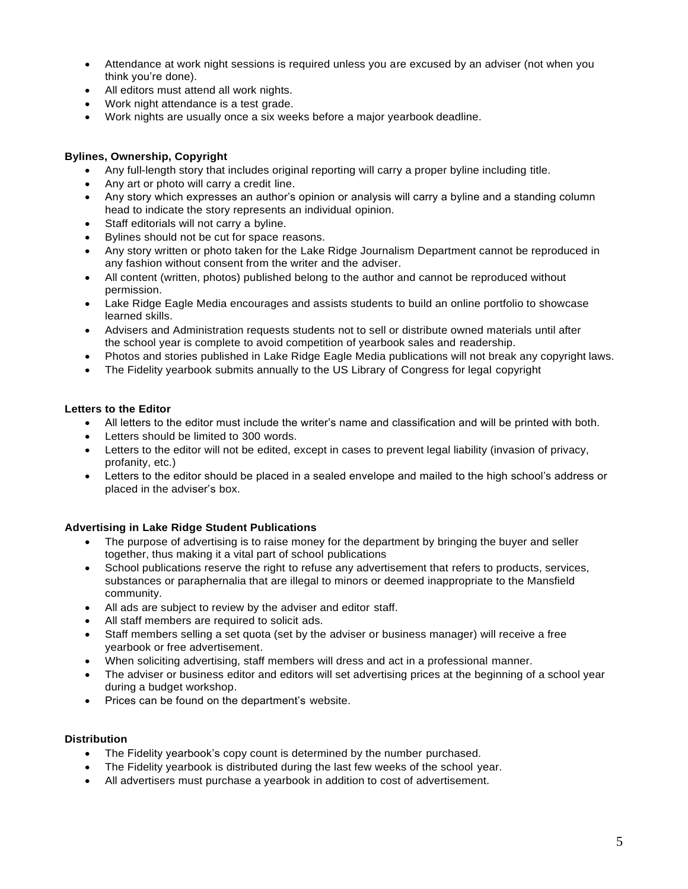- Attendance at work night sessions is required unless you are excused by an adviser (not when you think you're done).
- All editors must attend all work nights.
- Work night attendance is a test grade.
- Work nights are usually once a six weeks before a major yearbook deadline.

**Bylines, Ownership, Copyright**

- Any full-length story that includes original reporting will carry a proper byline including title.
- Any art or photo will carry a credit line.
- Any story which expresses an author's opinion or analysis will carry a byline and a standing column head to indicate the story represents an individual opinion.
- Staff editorials will not carry a byline.
- Bylines should not be cut for space reasons.
- Any story written or photo taken for the Lake Ridge Journalism Department cannot be reproduced in any fashion without consent from the writer and the adviser.
- All content (written, photos) published belong to the author and cannot be reproduced without permission.
- Lake Ridge Eagle Media encourages and assists students to build an online portfolio to showcase learned skills.
- Advisers and Administration requests students not to sell or distribute owned materials until after the school year is complete to avoid competition of yearbook sales and readership.
- Photos and stories published in Lake Ridge Eagle Media publications will not break any copyright laws.
- The Fidelity yearbook submits annually to the US Library of Congress for legal copyright

**Letters to the Editor**

- All letters to the editor must include the writer's name and classification and will be printed with both.
- Letters should be limited to 300 words.
- Letters to the editor will not be edited, except in cases to prevent legal liability (invasion of privacy, profanity, etc.)
- Letters to the editor should be placed in a sealed envelope and mailed to the high school's address or placed in the adviser's box.

**Advertising in Lake Ridge Student Publications**

- The purpose of advertising is to raise money for the department by bringing the buyer and seller together, thus making it a vital part of school publications
- School publications reserve the right to refuse any advertisement that refers to products, services, substances or paraphernalia that are illegal to minors or deemed inappropriate to the Mansfield community.
- All ads are subject to review by the adviser and editor staff.
- All staff members are required to solicit ads.
- Staff members selling a set quota (set by the adviser or business manager) will receive a free yearbook or free advertisement.
- When soliciting advertising, staff members will dress and act in a professional manner.
- The adviser or business editor and editors will set advertising prices at the beginning of a school year during a budget workshop.
- Prices can be found on the department's website.

**Distribution**

- The Fidelity yearbook's copy count is determined by the number purchased.
- The Fidelity yearbook is distributed during the last few weeks of the school year.
- All advertisers must purchase a yearbook in addition to cost of advertisement.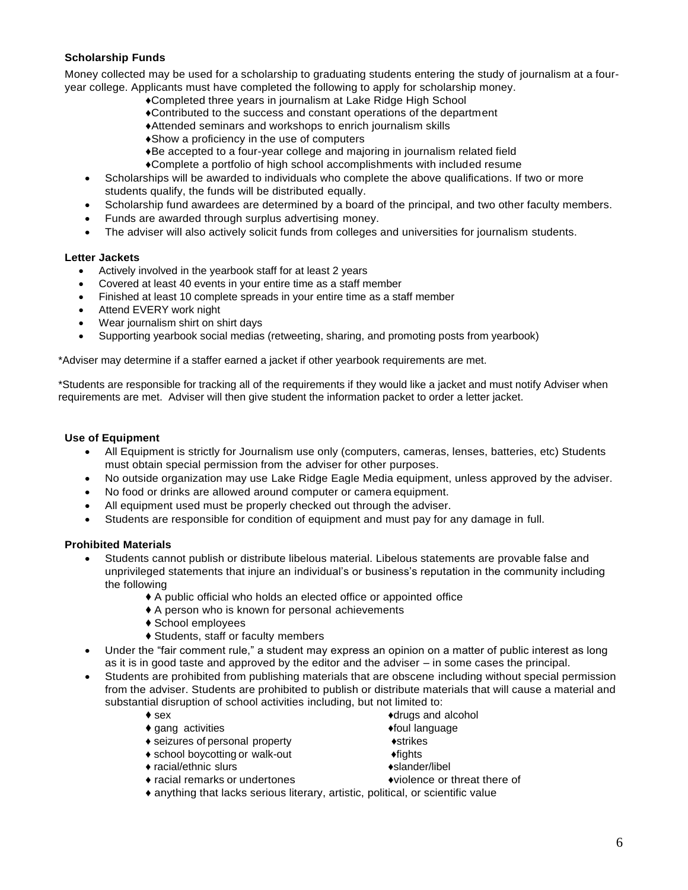**Scholarship Funds**

Money collected may be used for a scholarship to graduating students entering the study of journalism at a four-year college. Applicants must have completed the following to apply for scholarship money.

♦Completed three years in journalism at Lake Ridge High School
♦Contributed to the success and constant operations of the department
♦Attended seminars and workshops to enrich journalism skills
♦Show a proficiency in the use of computers
♦Be accepted to a four-year college and majoring in journalism related field
♦Complete a portfolio of high school accomplishments with included resume

- Scholarships will be awarded to individuals who complete the above qualifications. If two or more students qualify, the funds will be distributed equally.
- Scholarship fund awardees are determined by a board of the principal, and two other faculty members.
- Funds are awarded through surplus advertising money.
- The adviser will also actively solicit funds from colleges and universities for journalism students.

**Letter Jackets**

- Actively involved in the yearbook staff for at least 2 years
- Covered at least 40 events in your entire time as a staff member
- Finished at least 10 complete spreads in your entire time as a staff member
- Attend EVERY work night
- Wear journalism shirt on shirt days
- Supporting yearbook social medias (retweeting, sharing, and promoting posts from yearbook)

*Adviser may determine if a staffer earned a jacket if other yearbook requirements are met.

*Students are responsible for tracking all of the requirements if they would like a jacket and must notify Adviser when requirements are met. Adviser will then give student the information packet to order a letter jacket.

**Use of Equipment**

- All Equipment is strictly for Journalism use only (computers, cameras, lenses, batteries, etc) Students must obtain special permission from the adviser for other purposes.
- No outside organization may use Lake Ridge Eagle Media equipment, unless approved by the adviser.
- No food or drinks are allowed around computer or camera equipment.
- All equipment used must be properly checked out through the adviser.
- Students are responsible for condition of equipment and must pay for any damage in full.

**Prohibited Materials**

- Students cannot publish or distribute libelous material. Libelous statements are provable false and unprivileged statements that injure an individual's or business's reputation in the community including the following
  ♦ A public official who holds an elected office or appointed office
  ♦ A person who is known for personal achievements
  ♦ School employees
  ♦ Students, staff or faculty members
- Under the "fair comment rule," a student may express an opinion on a matter of public interest as long as it is in good taste and approved by the editor and the adviser – in some cases the principal.
- Students are prohibited from publishing materials that are obscene including without special permission from the adviser. Students are prohibited to publish or distribute materials that will cause a material and substantial disruption of school activities including, but not limited to:
  ♦ sex
  ♦drugs and alcohol
  ♦ gang activities
  ♦foul language
  ♦ seizures of personal property
  ♦strikes
  ♦ school boycotting or walk-out
  ♦fights
  ♦ racial/ethnic slurs
  ♦slander/libel
  ♦ racial remarks or undertones
  ♦violence or threat there of
  ♦ anything that lacks serious literary, artistic, political, or scientific value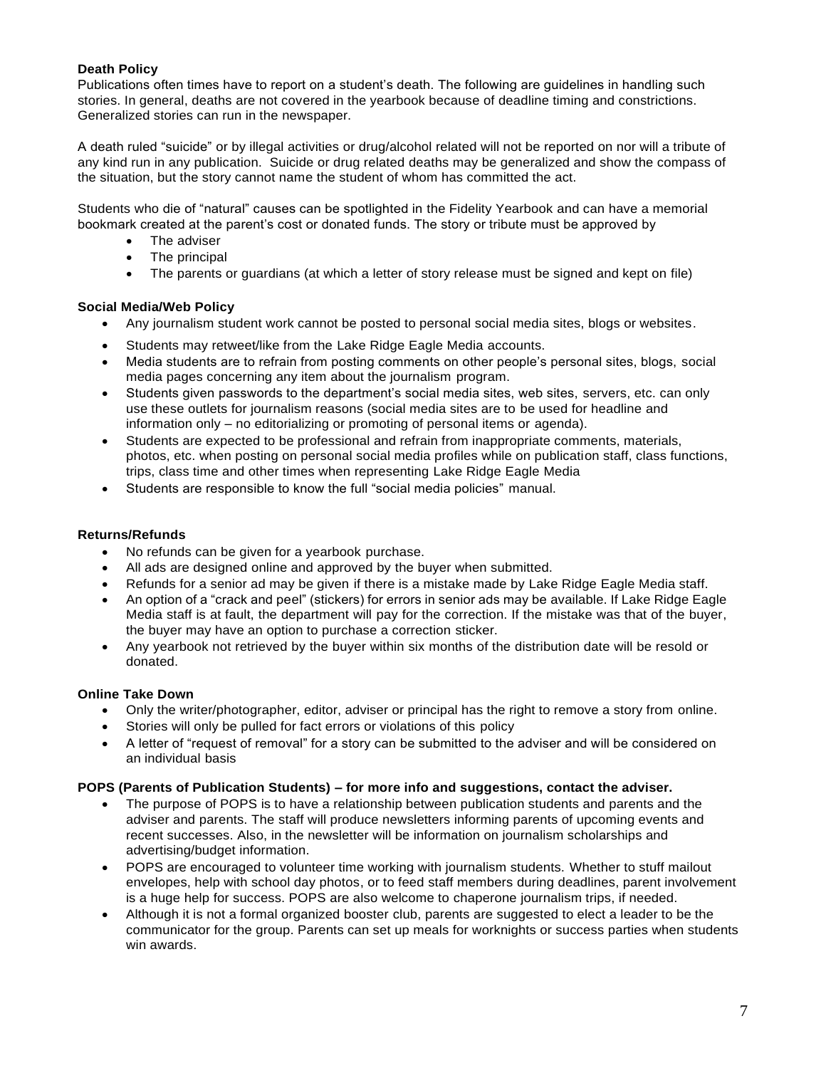**Death Policy**

Publications often times have to report on a student's death. The following are guidelines in handling such stories. In general, deaths are not covered in the yearbook because of deadline timing and constrictions. Generalized stories can run in the newspaper.

A death ruled "suicide" or by illegal activities or drug/alcohol related will not be reported on nor will a tribute of any kind run in any publication. Suicide or drug related deaths may be generalized and show the compass of the situation, but the story cannot name the student of whom has committed the act.

Students who die of "natural" causes can be spotlighted in the Fidelity Yearbook and can have a memorial bookmark created at the parent's cost or donated funds. The story or tribute must be approved by

- The adviser
- The principal
- The parents or guardians (at which a letter of story release must be signed and kept on file)

**Social Media/Web Policy**

- Any journalism student work cannot be posted to personal social media sites, blogs or websites.
- Students may retweet/like from the Lake Ridge Eagle Media accounts.
- Media students are to refrain from posting comments on other people's personal sites, blogs, social media pages concerning any item about the journalism program.
- Students given passwords to the department's social media sites, web sites, servers, etc. can only use these outlets for journalism reasons (social media sites are to be used for headline and information only – no editorializing or promoting of personal items or agenda).
- Students are expected to be professional and refrain from inappropriate comments, materials, photos, etc. when posting on personal social media profiles while on publication staff, class functions, trips, class time and other times when representing Lake Ridge Eagle Media
- Students are responsible to know the full "social media policies" manual.

**Returns/Refunds**

- No refunds can be given for a yearbook purchase.
- All ads are designed online and approved by the buyer when submitted.
- Refunds for a senior ad may be given if there is a mistake made by Lake Ridge Eagle Media staff.
- An option of a "crack and peel" (stickers) for errors in senior ads may be available. If Lake Ridge Eagle Media staff is at fault, the department will pay for the correction. If the mistake was that of the buyer, the buyer may have an option to purchase a correction sticker.
- Any yearbook not retrieved by the buyer within six months of the distribution date will be resold or donated.

**Online Take Down**

- Only the writer/photographer, editor, adviser or principal has the right to remove a story from online.
- Stories will only be pulled for fact errors or violations of this policy
- A letter of "request of removal" for a story can be submitted to the adviser and will be considered on an individual basis

**POPS (Parents of Publication Students) – for more info and suggestions, contact the adviser.**

- The purpose of POPS is to have a relationship between publication students and parents and the adviser and parents. The staff will produce newsletters informing parents of upcoming events and recent successes. Also, in the newsletter will be information on journalism scholarships and advertising/budget information.
- POPS are encouraged to volunteer time working with journalism students. Whether to stuff mailout envelopes, help with school day photos, or to feed staff members during deadlines, parent involvement is a huge help for success. POPS are also welcome to chaperone journalism trips, if needed.
- Although it is not a formal organized booster club, parents are suggested to elect a leader to be the communicator for the group. Parents can set up meals for worknights or success parties when students win awards.